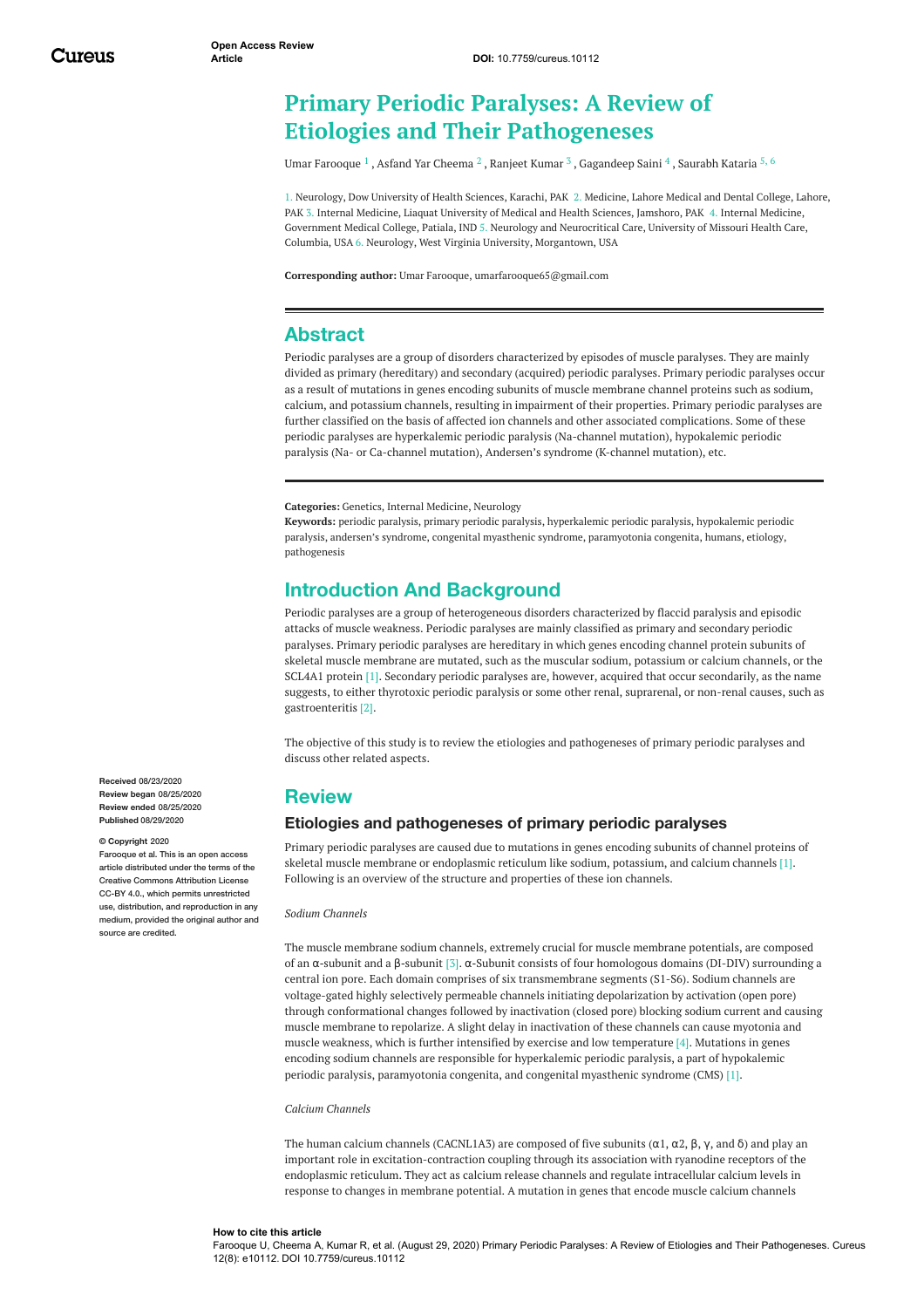Open Access Review Article

DOI: 10.7759/cureus.10112

# Primary Periodic Paralyses: A Review of Etiologies and Their Pathogeneses

Umar Farooque [1] , Asfand Yar Cheema [2] , Ranjeet Kumar [3] , Gagandeep Saini [4] , Saurabh Kataria [5, 6]

1. Neurology, Dow University of Health Sciences, Karachi, PAK 2. Medicine, Lahore Medical and Dental College, Lahore, PAK 3. Internal Medicine, Liaquat University of Medical and Health Sciences, Jamshoro, PAK 4. Internal Medicine, Government Medical College, Patiala, IND 5. Neurology and Neurocritical Care, University of Missouri Health Care, Columbia, USA 6. Neurology, West Virginia University, Morgantown, USA

**Corresponding author:** Umar Farooque, umarfarooque65@gmail.com

## Abstract

Periodic paralyses are a group of disorders characterized by episodes of muscle paralyses. They are mainly divided as primary (hereditary) and secondary (acquired) periodic paralyses. Primary periodic paralyses occur as a result of mutations in genes encoding subunits of muscle membrane channel proteins such as sodium, calcium, and potassium channels, resulting in impairment of their properties. Primary periodic paralyses are further classified on the basis of affected ion channels and other associated complications. Some of these periodic paralyses are hyperkalemic periodic paralysis (Na-channel mutation), hypokalemic periodic paralysis (Na- or Ca-channel mutation), Andersen's syndrome (K-channel mutation), etc.

**Categories:** Genetics, Internal Medicine, Neurology
**Keywords:** periodic paralysis, primary periodic paralysis, hyperkalemic periodic paralysis, hypokalemic periodic paralysis, andersen's syndrome, congenital myasthenic syndrome, paramyotonia congenita, humans, etiology, pathogenesis

## Introduction And Background

Periodic paralyses are a group of heterogeneous disorders characterized by flaccid paralysis and episodic attacks of muscle weakness. Periodic paralyses are mainly classified as primary and secondary periodic paralyses. Primary periodic paralyses are hereditary in which genes encoding channel protein subunits of skeletal muscle membrane are mutated, such as the muscular sodium, potassium or calcium channels, or the SCL4A1 protein [1]. Secondary periodic paralyses are, however, acquired that occur secondarily, as the name suggests, to either thyrotoxic periodic paralysis or some other renal, suprarenal, or non-renal causes, such as gastroenteritis [2].

The objective of this study is to review the etiologies and pathogeneses of primary periodic paralyses and discuss other related aspects.

Received 08/23/2020
Review began 08/25/2020
Review ended 08/25/2020
Published 08/29/2020

© Copyright 2020
Farooque et al. This is an open access article distributed under the terms of the Creative Commons Attribution License CC-BY 4.0., which permits unrestricted use, distribution, and reproduction in any medium, provided the original author and source are credited.

## Review

### Etiologies and pathogeneses of primary periodic paralyses

Primary periodic paralyses are caused due to mutations in genes encoding subunits of channel proteins of skeletal muscle membrane or endoplasmic reticulum like sodium, potassium, and calcium channels [1]. Following is an overview of the structure and properties of these ion channels.

*Sodium Channels*

The muscle membrane sodium channels, extremely crucial for muscle membrane potentials, are composed of an α-subunit and a β-subunit [3]. α-Subunit consists of four homologous domains (DI-DIV) surrounding a central ion pore. Each domain comprises of six transmembrane segments (S1-S6). Sodium channels are voltage-gated highly selectively permeable channels initiating depolarization by activation (open pore) through conformational changes followed by inactivation (closed pore) blocking sodium current and causing muscle membrane to repolarize. A slight delay in inactivation of these channels can cause myotonia and muscle weakness, which is further intensified by exercise and low temperature [4]. Mutations in genes encoding sodium channels are responsible for hyperkalemic periodic paralysis, a part of hypokalemic periodic paralysis, paramyotonia congenita, and congenital myasthenic syndrome (CMS) [1].

*Calcium Channels*

The human calcium channels (CACNL1A3) are composed of five subunits (α1, α2, β, γ, and δ) and play an important role in excitation-contraction coupling through its association with ryanodine receptors of the endoplasmic reticulum. They act as calcium release channels and regulate intracellular calcium levels in response to changes in membrane potential. A mutation in genes that encode muscle calcium channels

**How to cite this article**
Farooque U, Cheema A, Kumar R, et al. (August 29, 2020) Primary Periodic Paralyses: A Review of Etiologies and Their Pathogeneses. Cureus 12(8): e10112. DOI 10.7759/cureus.10112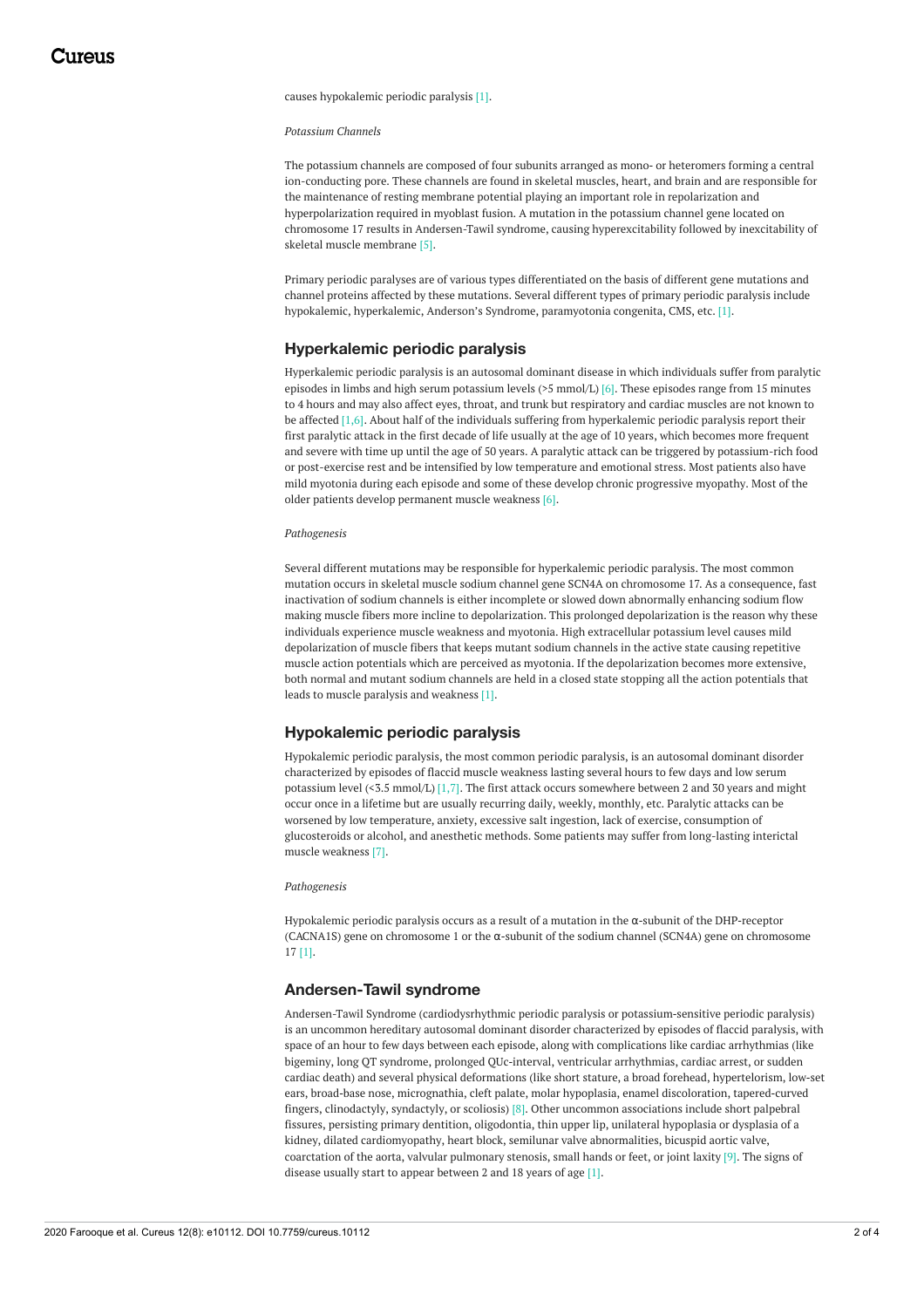causes hypokalemic periodic paralysis [1].

*Potassium Channels*

The potassium channels are composed of four subunits arranged as mono- or heteromers forming a central ion-conducting pore. These channels are found in skeletal muscles, heart, and brain and are responsible for the maintenance of resting membrane potential playing an important role in repolarization and hyperpolarization required in myoblast fusion. A mutation in the potassium channel gene located on chromosome 17 results in Andersen-Tawil syndrome, causing hyperexcitability followed by inexcitability of skeletal muscle membrane [5].

Primary periodic paralyses are of various types differentiated on the basis of different gene mutations and channel proteins affected by these mutations. Several different types of primary periodic paralysis include hypokalemic, hyperkalemic, Anderson's Syndrome, paramyotonia congenita, CMS, etc. [1].

## Hyperkalemic periodic paralysis

Hyperkalemic periodic paralysis is an autosomal dominant disease in which individuals suffer from paralytic episodes in limbs and high serum potassium levels (>5 mmol/L) [6]. These episodes range from 15 minutes to 4 hours and may also affect eyes, throat, and trunk but respiratory and cardiac muscles are not known to be affected [1,6]. About half of the individuals suffering from hyperkalemic periodic paralysis report their first paralytic attack in the first decade of life usually at the age of 10 years, which becomes more frequent and severe with time up until the age of 50 years. A paralytic attack can be triggered by potassium-rich food or post-exercise rest and be intensified by low temperature and emotional stress. Most patients also have mild myotonia during each episode and some of these develop chronic progressive myopathy. Most of the older patients develop permanent muscle weakness [6].

*Pathogenesis*

Several different mutations may be responsible for hyperkalemic periodic paralysis. The most common mutation occurs in skeletal muscle sodium channel gene SCN4A on chromosome 17. As a consequence, fast inactivation of sodium channels is either incomplete or slowed down abnormally enhancing sodium flow making muscle fibers more incline to depolarization. This prolonged depolarization is the reason why these individuals experience muscle weakness and myotonia. High extracellular potassium level causes mild depolarization of muscle fibers that keeps mutant sodium channels in the active state causing repetitive muscle action potentials which are perceived as myotonia. If the depolarization becomes more extensive, both normal and mutant sodium channels are held in a closed state stopping all the action potentials that leads to muscle paralysis and weakness [1].

## Hypokalemic periodic paralysis

Hypokalemic periodic paralysis, the most common periodic paralysis, is an autosomal dominant disorder characterized by episodes of flaccid muscle weakness lasting several hours to few days and low serum potassium level (<3.5 mmol/L) [1,7]. The first attack occurs somewhere between 2 and 30 years and might occur once in a lifetime but are usually recurring daily, weekly, monthly, etc. Paralytic attacks can be worsened by low temperature, anxiety, excessive salt ingestion, lack of exercise, consumption of glucosteroids or alcohol, and anesthetic methods. Some patients may suffer from long-lasting interictal muscle weakness [7].

*Pathogenesis*

Hypokalemic periodic paralysis occurs as a result of a mutation in the α-subunit of the DHP-receptor (CACNA1S) gene on chromosome 1 or the α-subunit of the sodium channel (SCN4A) gene on chromosome 17 [1].

## Andersen-Tawil syndrome

Andersen-Tawil Syndrome (cardiodysrhythmic periodic paralysis or potassium-sensitive periodic paralysis) is an uncommon hereditary autosomal dominant disorder characterized by episodes of flaccid paralysis, with space of an hour to few days between each episode, along with complications like cardiac arrhythmias (like bigeminy, long QT syndrome, prolonged QUc-interval, ventricular arrhythmias, cardiac arrest, or sudden cardiac death) and several physical deformations (like short stature, a broad forehead, hypertelorism, low-set ears, broad-base nose, micrognathia, cleft palate, molar hypoplasia, enamel discoloration, tapered-curved fingers, clinodactyly, syndactyly, or scoliosis) [8]. Other uncommon associations include short palpebral fissures, persisting primary dentition, oligodontia, thin upper lip, unilateral hypoplasia or dysplasia of a kidney, dilated cardiomyopathy, heart block, semilunar valve abnormalities, bicuspid aortic valve, coarctation of the aorta, valvular pulmonary stenosis, small hands or feet, or joint laxity [9]. The signs of disease usually start to appear between 2 and 18 years of age [1].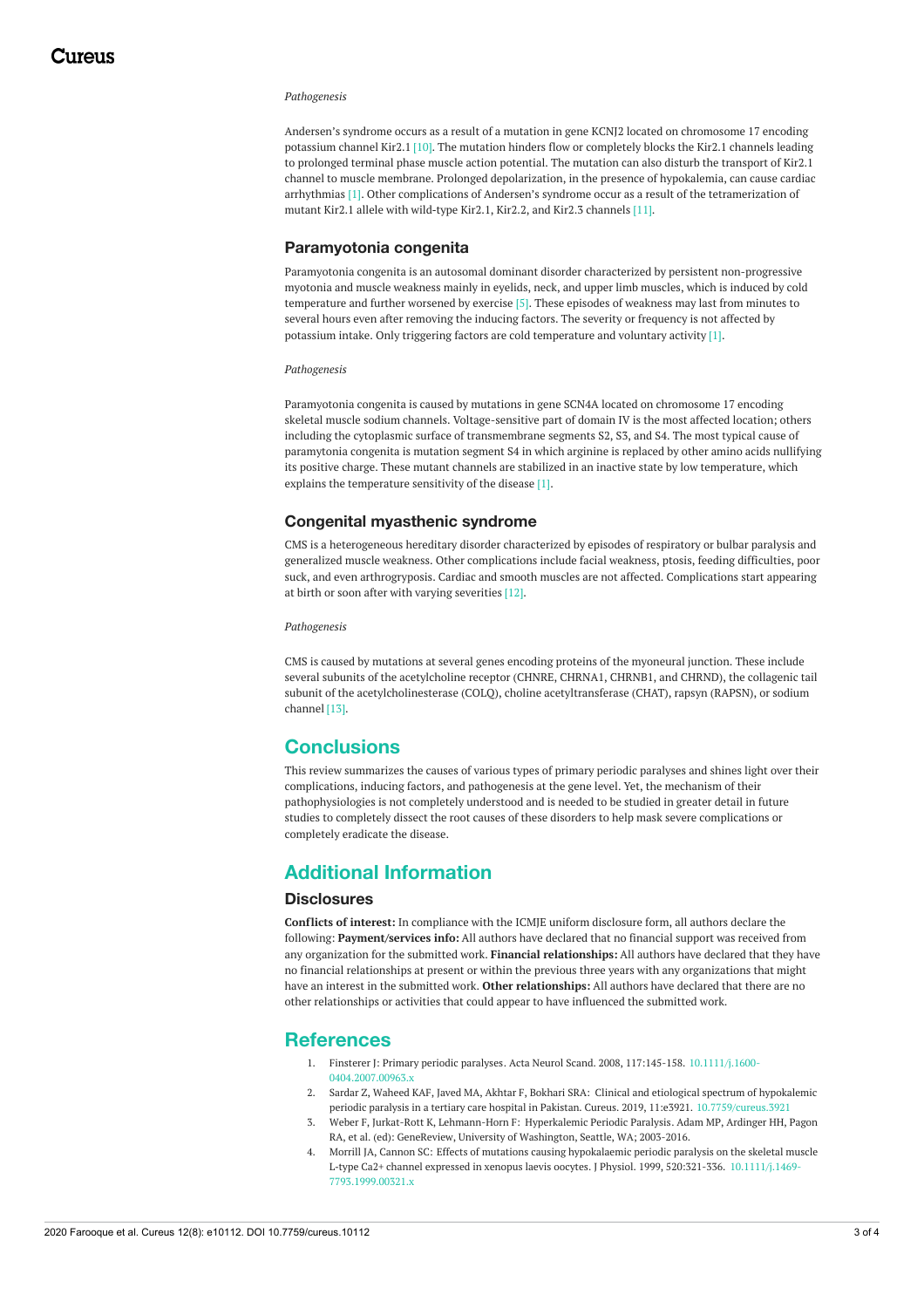*Pathogenesis*

Andersen's syndrome occurs as a result of a mutation in gene KCNJ2 located on chromosome 17 encoding potassium channel Kir2.1 [10]. The mutation hinders flow or completely blocks the Kir2.1 channels leading to prolonged terminal phase muscle action potential. The mutation can also disturb the transport of Kir2.1 channel to muscle membrane. Prolonged depolarization, in the presence of hypokalemia, can cause cardiac arrhythmias [1]. Other complications of Andersen's syndrome occur as a result of the tetramerization of mutant Kir2.1 allele with wild-type Kir2.1, Kir2.2, and Kir2.3 channels [11].

### Paramyotonia congenita

Paramyotonia congenita is an autosomal dominant disorder characterized by persistent non-progressive myotonia and muscle weakness mainly in eyelids, neck, and upper limb muscles, which is induced by cold temperature and further worsened by exercise [5]. These episodes of weakness may last from minutes to several hours even after removing the inducing factors. The severity or frequency is not affected by potassium intake. Only triggering factors are cold temperature and voluntary activity [1].

*Pathogenesis*

Paramyotonia congenita is caused by mutations in gene SCN4A located on chromosome 17 encoding skeletal muscle sodium channels. Voltage-sensitive part of domain IV is the most affected location; others including the cytoplasmic surface of transmembrane segments S2, S3, and S4. The most typical cause of paramytonia congenita is mutation segment S4 in which arginine is replaced by other amino acids nullifying its positive charge. These mutant channels are stabilized in an inactive state by low temperature, which explains the temperature sensitivity of the disease [1].

### Congenital myasthenic syndrome

CMS is a heterogeneous hereditary disorder characterized by episodes of respiratory or bulbar paralysis and generalized muscle weakness. Other complications include facial weakness, ptosis, feeding difficulties, poor suck, and even arthrogryposis. Cardiac and smooth muscles are not affected. Complications start appearing at birth or soon after with varying severities [12].

*Pathogenesis*

CMS is caused by mutations at several genes encoding proteins of the myoneural junction. These include several subunits of the acetylcholine receptor (CHNRE, CHRNA1, CHRNB1, and CHRND), the collagenic tail subunit of the acetylcholinesterase (COLQ), choline acetyltransferase (CHAT), rapsyn (RAPSN), or sodium channel [13].

## Conclusions

This review summarizes the causes of various types of primary periodic paralyses and shines light over their complications, inducing factors, and pathogenesis at the gene level. Yet, the mechanism of their pathophysiologies is not completely understood and is needed to be studied in greater detail in future studies to completely dissect the root causes of these disorders to help mask severe complications or completely eradicate the disease.

## Additional Information

### Disclosures

**Conflicts of interest:** In compliance with the ICMJE uniform disclosure form, all authors declare the following: **Payment/services info:** All authors have declared that no financial support was received from any organization for the submitted work. **Financial relationships:** All authors have declared that they have no financial relationships at present or within the previous three years with any organizations that might have an interest in the submitted work. **Other relationships:** All authors have declared that there are no other relationships or activities that could appear to have influenced the submitted work.

## References

1. Finsterer J: Primary periodic paralyses. Acta Neurol Scand. 2008, 117:145-158. 10.1111/j.1600-0404.2007.00963.x
2. Sardar Z, Waheed KAF, Javed MA, Akhtar F, Bokhari SRA: Clinical and etiological spectrum of hypokalemic periodic paralysis in a tertiary care hospital in Pakistan. Cureus. 2019, 11:e3921. 10.7759/cureus.3921
3. Weber F, Jurkat-Rott K, Lehmann-Horn F: Hyperkalemic Periodic Paralysis. Adam MP, Ardinger HH, Pagon RA, et al. (ed): GeneReview, University of Washington, Seattle, WA; 2003-2016.
4. Morrill JA, Cannon SC: Effects of mutations causing hypokalaemic periodic paralysis on the skeletal muscle L-type Ca2+ channel expressed in xenopus laevis oocytes. J Physiol. 1999, 520:321-336. 10.1111/j.1469-7793.1999.00321.x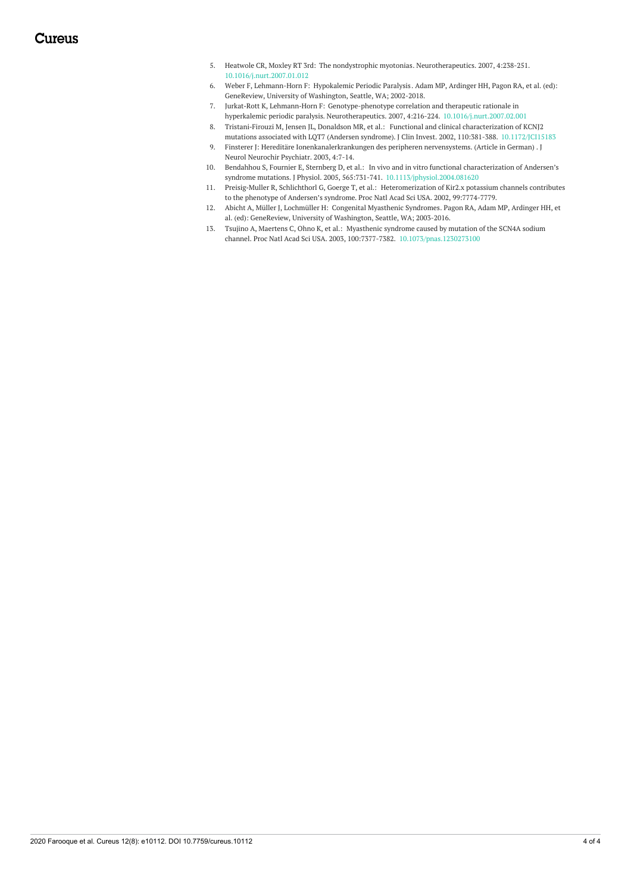5. Heatwole CR, Moxley RT 3rd: The nondystrophic myotonias. Neurotherapeutics. 2007, 4:238-251. 10.1016/j.nurt.2007.01.012
6. Weber F, Lehmann-Horn F: Hypokalemic Periodic Paralysis. Adam MP, Ardinger HH, Pagon RA, et al. (ed): GeneReview, University of Washington, Seattle, WA; 2002-2018.
7. Jurkat-Rott K, Lehmann-Horn F: Genotype-phenotype correlation and therapeutic rationale in hyperkalemic periodic paralysis. Neurotherapeutics. 2007, 4:216-224. 10.1016/j.nurt.2007.02.001
8. Tristani-Firouzi M, Jensen JL, Donaldson MR, et al.: Functional and clinical characterization of KCNJ2 mutations associated with LQT7 (Andersen syndrome). J Clin Invest. 2002, 110:381-388. 10.1172/JCI15183
9. Finsterer J: Hereditäre Ionenkanalerkrankungen des peripheren nervensystems. (Article in German) . J Neurol Neurochir Psychiatr. 2003, 4:7-14.
10. Bendahhou S, Fournier E, Sternberg D, et al.: In vivo and in vitro functional characterization of Andersen's syndrome mutations. J Physiol. 2005, 565:731-741. 10.1113/jphysiol.2004.081620
11. Preisig-Muller R, Schlichthorl G, Goerge T, et al.: Heteromerization of Kir2.x potassium channels contributes to the phenotype of Andersen's syndrome. Proc Natl Acad Sci USA. 2002, 99:7774-7779.
12. Abicht A, Müller J, Lochmüller H: Congenital Myasthenic Syndromes. Pagon RA, Adam MP, Ardinger HH, et al. (ed): GeneReview, University of Washington, Seattle, WA; 2003-2016.
13. Tsujino A, Maertens C, Ohno K, et al.: Myasthenic syndrome caused by mutation of the SCN4A sodium channel. Proc Natl Acad Sci USA. 2003, 100:7377-7382. 10.1073/pnas.1230273100